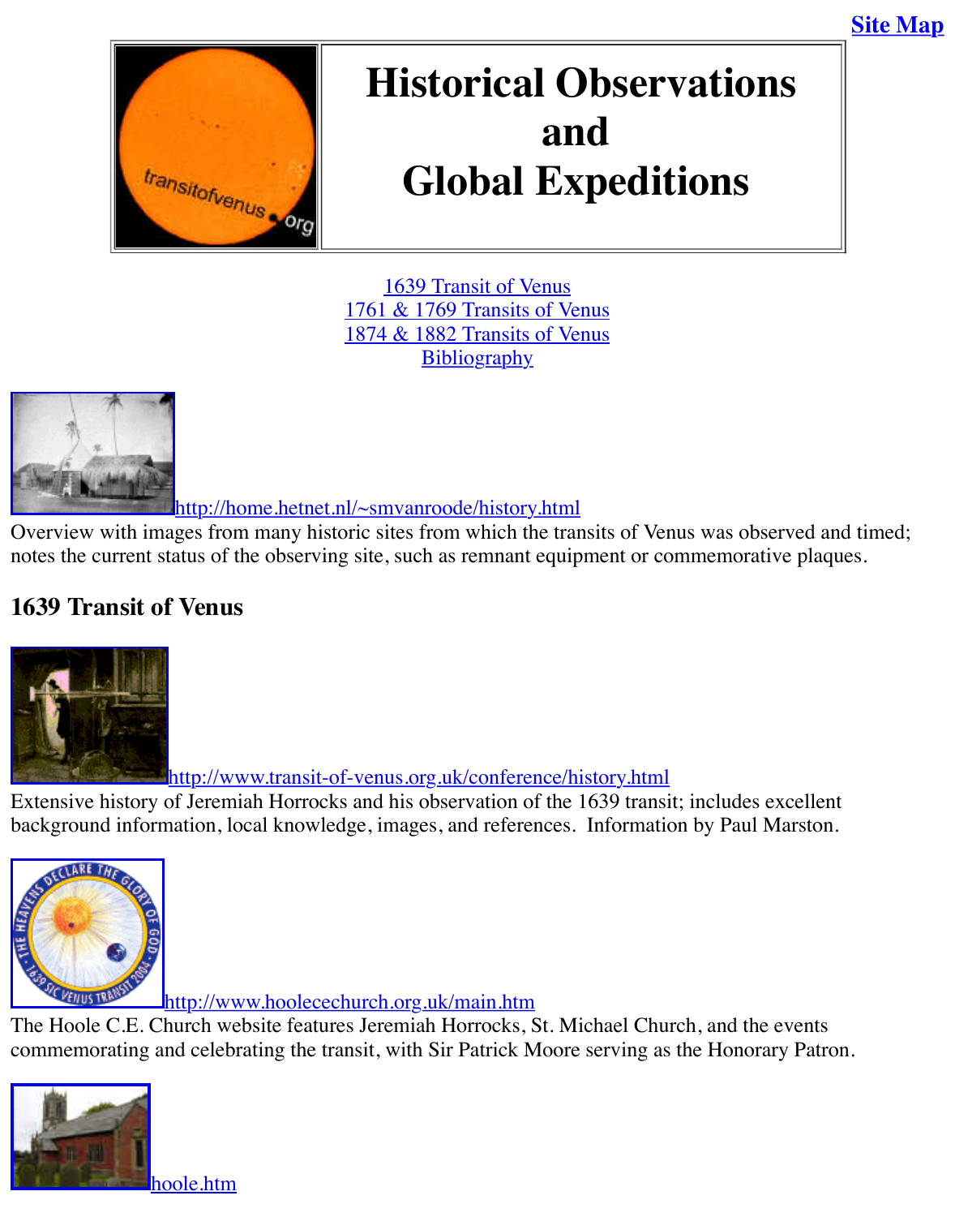Site Map

# Historical Observations and Global Expeditions

1639 Transit of Venus
1761 & 1769 Transits of Venus
1874 & 1882 Transits of Venus
Bibliography

http://home.hetnet.nl/~smvanroode/history.html
Overview with images from many historic sites from which the transits of Venus was observed and timed; notes the current status of the observing site, such as remnant equipment or commemorative plaques.

## 1639 Transit of Venus

http://www.transit-of-venus.org.uk/conference/history.html
Extensive history of Jeremiah Horrocks and his observation of the 1639 transit; includes excellent background information, local knowledge, images, and references. Information by Paul Marston.

http://www.hoolecechurch.org.uk/main.htm
The Hoole C.E. Church website features Jeremiah Horrocks, St. Michael Church, and the events commemorating and celebrating the transit, with Sir Patrick Moore serving as the Honorary Patron.

hoole.htm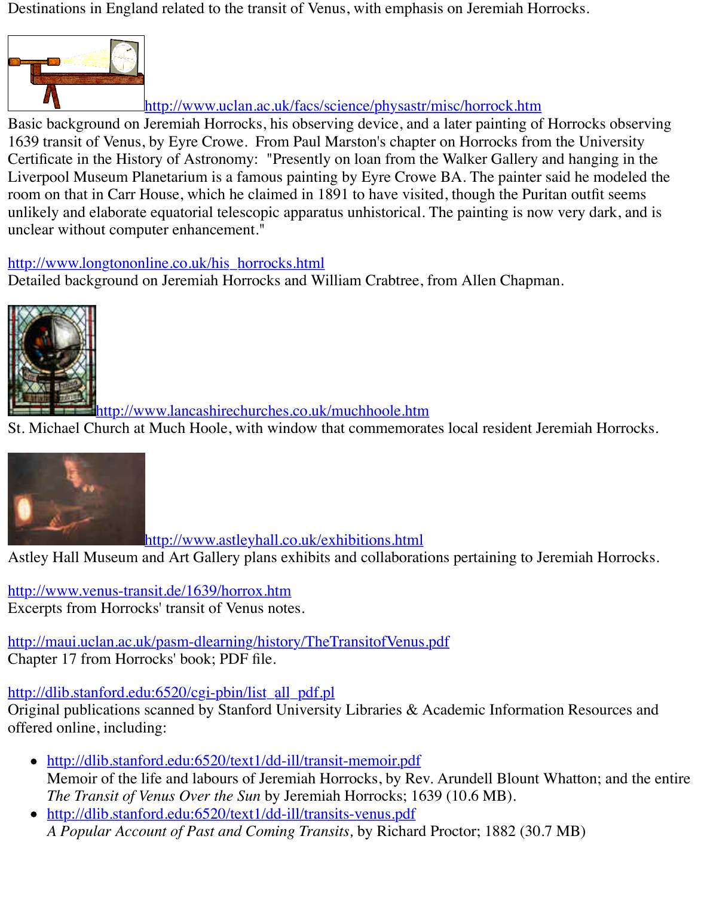Destinations in England related to the transit of Venus, with emphasis on Jeremiah Horrocks.

http://www.uclan.ac.uk/facs/science/physastr/misc/horrock.htm
Basic background on Jeremiah Horrocks, his observing device, and a later painting of Horrocks observing 1639 transit of Venus, by Eyre Crowe. From Paul Marston's chapter on Horrocks from the University Certificate in the History of Astronomy: "Presently on loan from the Walker Gallery and hanging in the Liverpool Museum Planetarium is a famous painting by Eyre Crowe BA. The painter said he modeled the room on that in Carr House, which he claimed in 1891 to have visited, though the Puritan outfit seems unlikely and elaborate equatorial telescopic apparatus unhistorical. The painting is now very dark, and is unclear without computer enhancement."

http://www.longtononline.co.uk/his_horrocks.html
Detailed background on Jeremiah Horrocks and William Crabtree, from Allen Chapman.

http://www.lancashirechurches.co.uk/muchhoole.htm
St. Michael Church at Much Hoole, with window that commemorates local resident Jeremiah Horrocks.

http://www.astleyhall.co.uk/exhibitions.html
Astley Hall Museum and Art Gallery plans exhibits and collaborations pertaining to Jeremiah Horrocks.

http://www.venus-transit.de/1639/horrox.htm
Excerpts from Horrocks' transit of Venus notes.

http://maui.uclan.ac.uk/pasm-dlearning/history/TheTransitofVenus.pdf
Chapter 17 from Horrocks' book; PDF file.

http://dlib.stanford.edu:6520/cgi-pbin/list_all_pdf.pl
Original publications scanned by Stanford University Libraries & Academic Information Resources and offered online, including:

- http://dlib.stanford.edu:6520/text1/dd-ill/transit-memoir.pdf
  Memoir of the life and labours of Jeremiah Horrocks, by Rev. Arundell Blount Whatton; and the entire *The Transit of Venus Over the Sun* by Jeremiah Horrocks; 1639 (10.6 MB).
- http://dlib.stanford.edu:6520/text1/dd-ill/transits-venus.pdf
  *A Popular Account of Past and Coming Transits,* by Richard Proctor; 1882 (30.7 MB)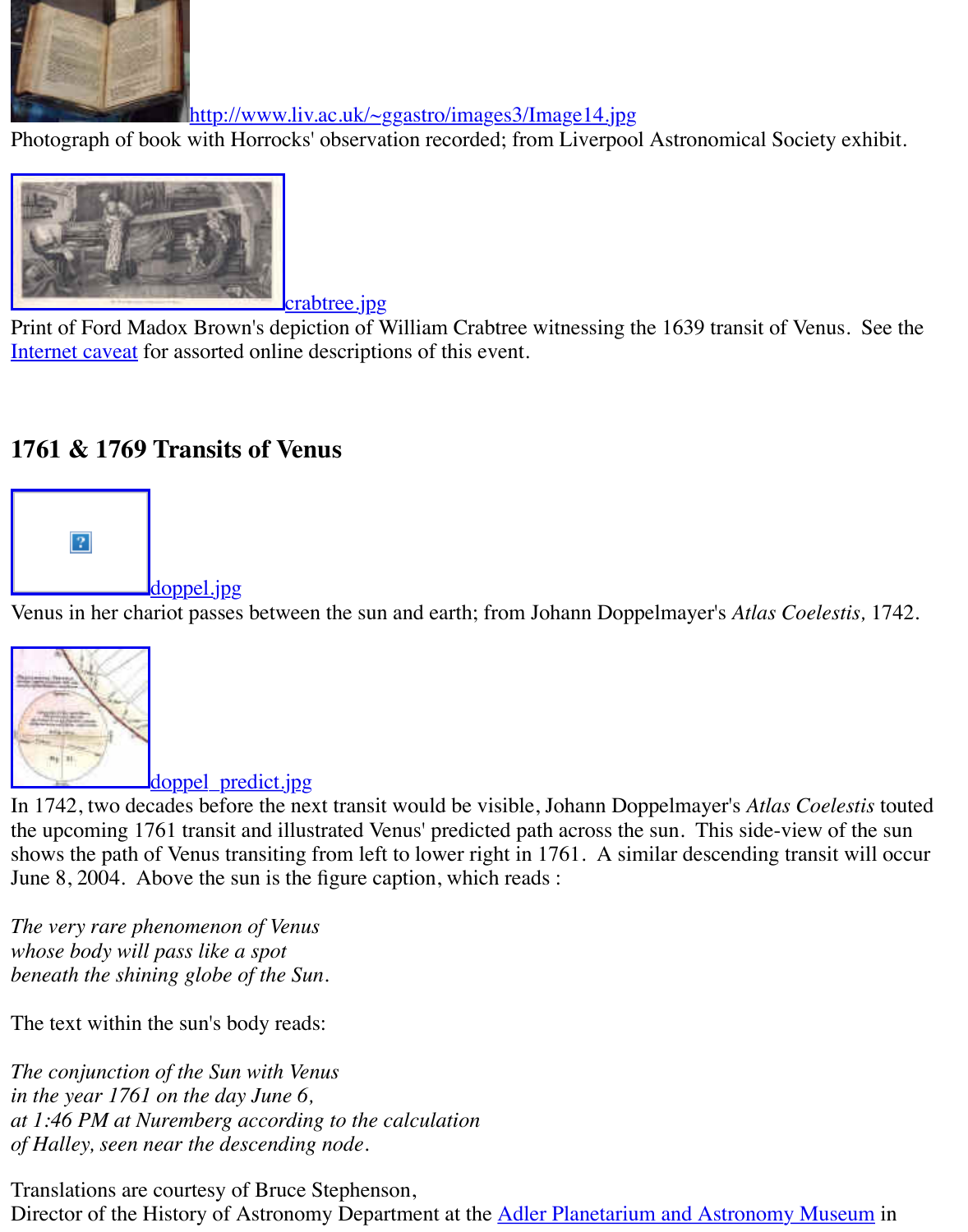http://www.liv.ac.uk/~ggastro/images3/Image14.jpg
Photograph of book with Horrocks' observation recorded; from Liverpool Astronomical Society exhibit.

crabtree.jpg
Print of Ford Madox Brown's depiction of William Crabtree witnessing the 1639 transit of Venus. See the Internet caveat for assorted online descriptions of this event.

## 1761 & 1769 Transits of Venus

doppel.jpg
Venus in her chariot passes between the sun and earth; from Johann Doppelmayer's *Atlas Coelestis,* 1742.

doppel_predict.jpg
In 1742, two decades before the next transit would be visible, Johann Doppelmayer's *Atlas Coelestis* touted the upcoming 1761 transit and illustrated Venus' predicted path across the sun. This side-view of the sun shows the path of Venus transiting from left to lower right in 1761. A similar descending transit will occur June 8, 2004. Above the sun is the figure caption, which reads :

*The very rare phenomenon of Venus*
*whose body will pass like a spot*
*beneath the shining globe of the Sun.*

The text within the sun's body reads:

*The conjunction of the Sun with Venus*
*in the year 1761 on the day June 6,*
*at 1:46 PM at Nuremberg according to the calculation*
*of Halley, seen near the descending node.*

Translations are courtesy of Bruce Stephenson,
Director of the History of Astronomy Department at the Adler Planetarium and Astronomy Museum in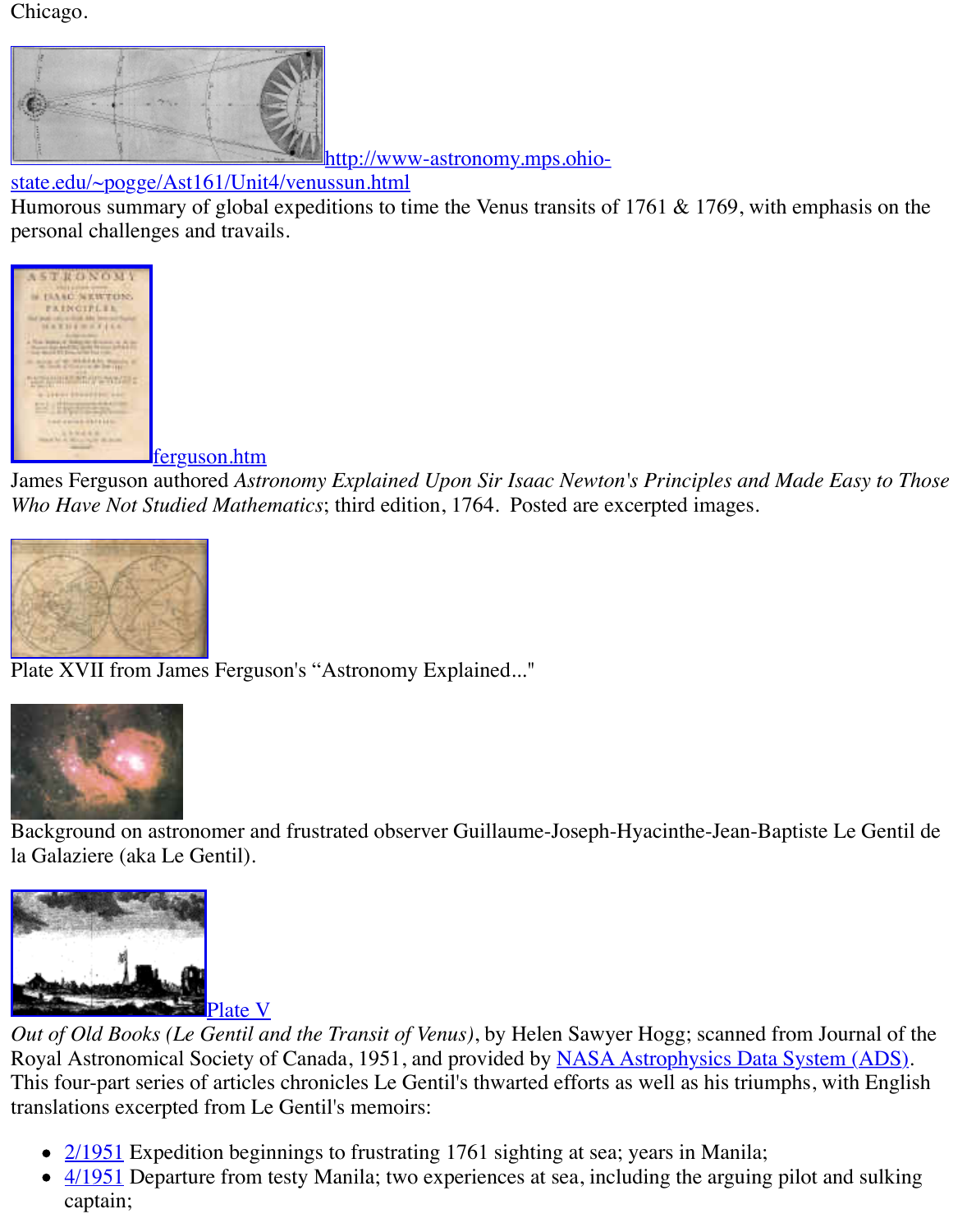Chicago.

http://www-astronomy.mps.ohio-state.edu/~pogge/Ast161/Unit4/venussun.html
Humorous summary of global expeditions to time the Venus transits of 1761 & 1769, with emphasis on the personal challenges and travails.

ferguson.htm
James Ferguson authored *Astronomy Explained Upon Sir Isaac Newton's Principles and Made Easy to Those Who Have Not Studied Mathematics*; third edition, 1764. Posted are excerpted images.

Plate XVII from James Ferguson's "Astronomy Explained..."

Background on astronomer and frustrated observer Guillaume-Joseph-Hyacinthe-Jean-Baptiste Le Gentil de la Galaziere (aka Le Gentil).

Plate V
*Out of Old Books (Le Gentil and the Transit of Venus)*, by Helen Sawyer Hogg; scanned from Journal of the Royal Astronomical Society of Canada, 1951, and provided by NASA Astrophysics Data System (ADS). This four-part series of articles chronicles Le Gentil's thwarted efforts as well as his triumphs, with English translations excerpted from Le Gentil's memoirs:

- 2/1951 Expedition beginnings to frustrating 1761 sighting at sea; years in Manila;
- 4/1951 Departure from testy Manila; two experiences at sea, including the arguing pilot and sulking captain;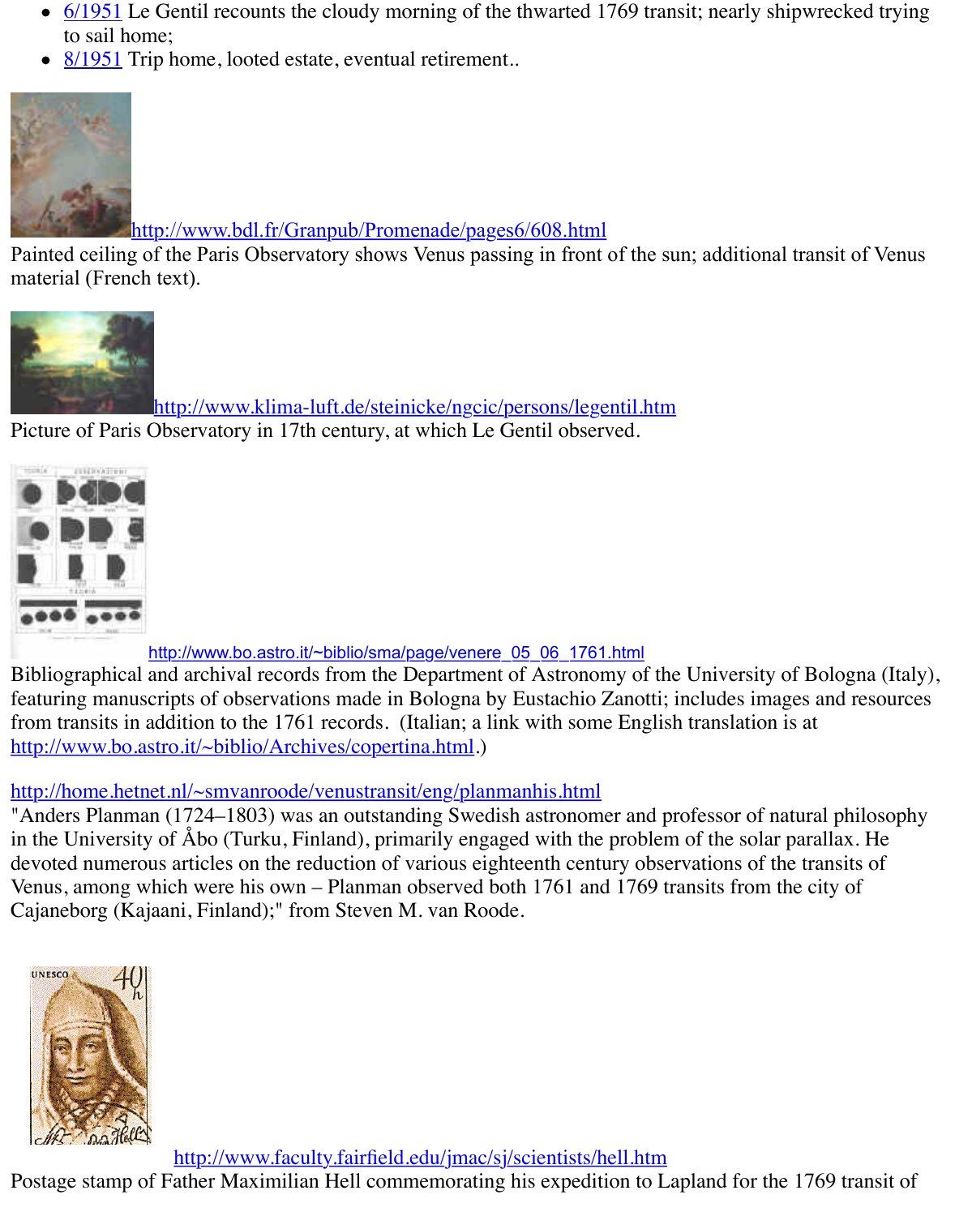- 6/1951 Le Gentil recounts the cloudy morning of the thwarted 1769 transit; nearly shipwrecked trying to sail home;
- 8/1951 Trip home, looted estate, eventual retirement..

http://www.bdl.fr/Granpub/Promenade/pages6/608.html
Painted ceiling of the Paris Observatory shows Venus passing in front of the sun; additional transit of Venus material (French text).

http://www.klima-luft.de/steinicke/ngcic/persons/legentil.htm
Picture of Paris Observatory in 17th century, at which Le Gentil observed.

http://www.bo.astro.it/~biblio/sma/page/venere_05_06_1761.html
Bibliographical and archival records from the Department of Astronomy of the University of Bologna (Italy), featuring manuscripts of observations made in Bologna by Eustachio Zanotti; includes images and resources from transits in addition to the 1761 records. (Italian; a link with some English translation is at http://www.bo.astro.it/~biblio/Archives/copertina.html.)

http://home.hetnet.nl/~smvanroode/venustransit/eng/planmanhis.html
"Anders Planman (1724–1803) was an outstanding Swedish astronomer and professor of natural philosophy in the University of Åbo (Turku, Finland), primarily engaged with the problem of the solar parallax. He devoted numerous articles on the reduction of various eighteenth century observations of the transits of Venus, among which were his own – Planman observed both 1761 and 1769 transits from the city of Cajaneborg (Kajaani, Finland);" from Steven M. van Roode.

http://www.faculty.fairfield.edu/jmac/sj/scientists/hell.htm
Postage stamp of Father Maximilian Hell commemorating his expedition to Lapland for the 1769 transit of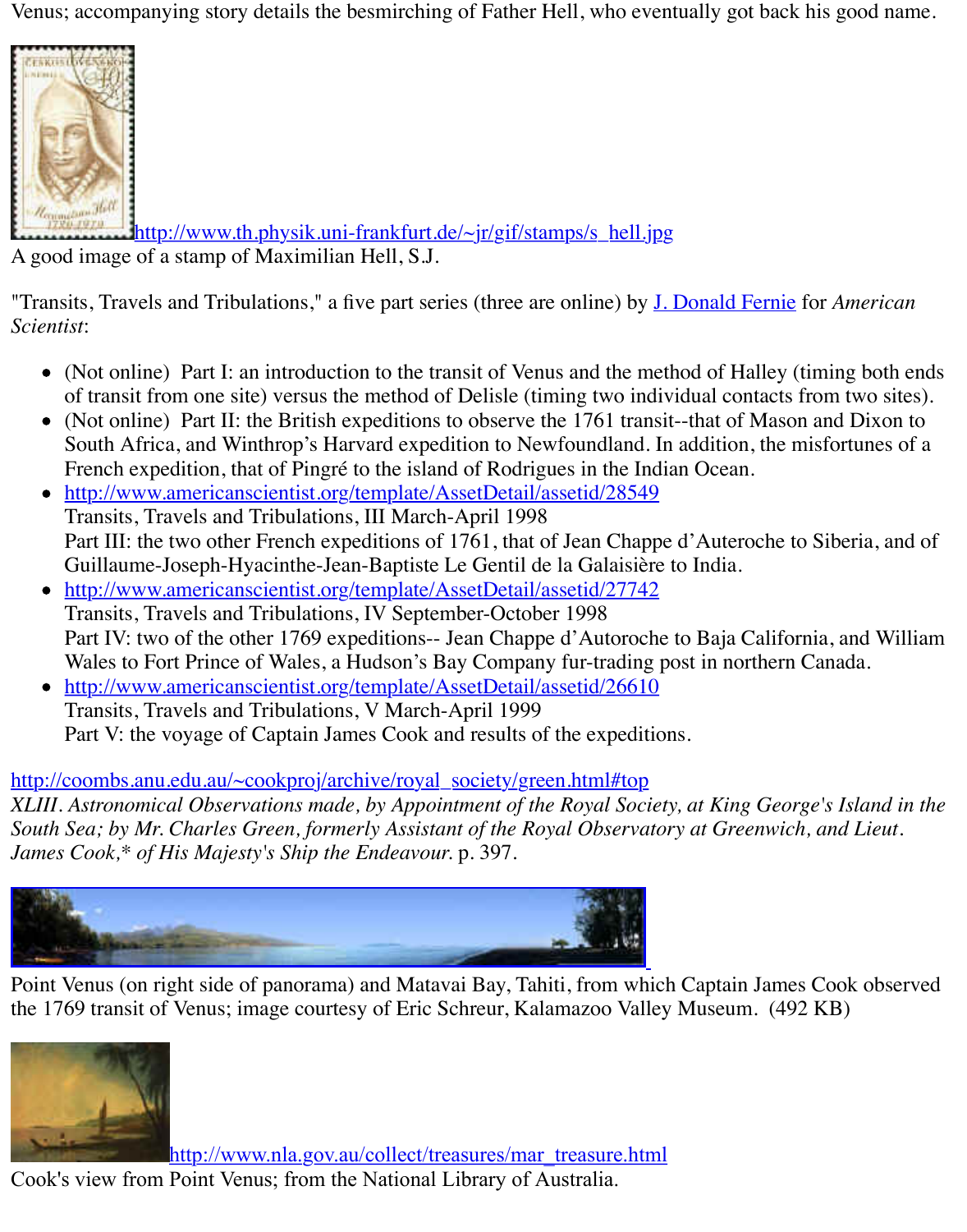Venus; accompanying story details the besmirching of Father Hell, who eventually got back his good name.

http://www.th.physik.uni-frankfurt.de/~jr/gif/stamps/s_hell.jpg
A good image of a stamp of Maximilian Hell, S.J.

"Transits, Travels and Tribulations," a five part series (three are online) by J. Donald Fernie for *American Scientist*:

- (Not online) Part I: an introduction to the transit of Venus and the method of Halley (timing both ends of transit from one site) versus the method of Delisle (timing two individual contacts from two sites).
- (Not online) Part II: the British expeditions to observe the 1761 transit--that of Mason and Dixon to South Africa, and Winthrop's Harvard expedition to Newfoundland. In addition, the misfortunes of a French expedition, that of Pingré to the island of Rodrigues in the Indian Ocean.
- http://www.americanscientist.org/template/AssetDetail/assetid/28549
  Transits, Travels and Tribulations, III March-April 1998
  Part III: the two other French expeditions of 1761, that of Jean Chappe d'Auteroche to Siberia, and of Guillaume-Joseph-Hyacinthe-Jean-Baptiste Le Gentil de la Galaisière to India.
- http://www.americanscientist.org/template/AssetDetail/assetid/27742
  Transits, Travels and Tribulations, IV September-October 1998
  Part IV: two of the other 1769 expeditions-- Jean Chappe d'Autoroche to Baja California, and William Wales to Fort Prince of Wales, a Hudson's Bay Company fur-trading post in northern Canada.
- http://www.americanscientist.org/template/AssetDetail/assetid/26610
  Transits, Travels and Tribulations, V March-April 1999
  Part V: the voyage of Captain James Cook and results of the expeditions.

http://coombs.anu.edu.au/~cookproj/archive/royal_society/green.html#top
*XLIII. Astronomical Observations made, by Appointment of the Royal Society, at King George's Island in the South Sea; by Mr. Charles Green, formerly Assistant of the Royal Observatory at Greenwich, and Lieut. James Cook,* of His Majesty's Ship the Endeavour.* p. 397.

Point Venus (on right side of panorama) and Matavai Bay, Tahiti, from which Captain James Cook observed the 1769 transit of Venus; image courtesy of Eric Schreur, Kalamazoo Valley Museum. (492 KB)

http://www.nla.gov.au/collect/treasures/mar_treasure.html
Cook's view from Point Venus; from the National Library of Australia.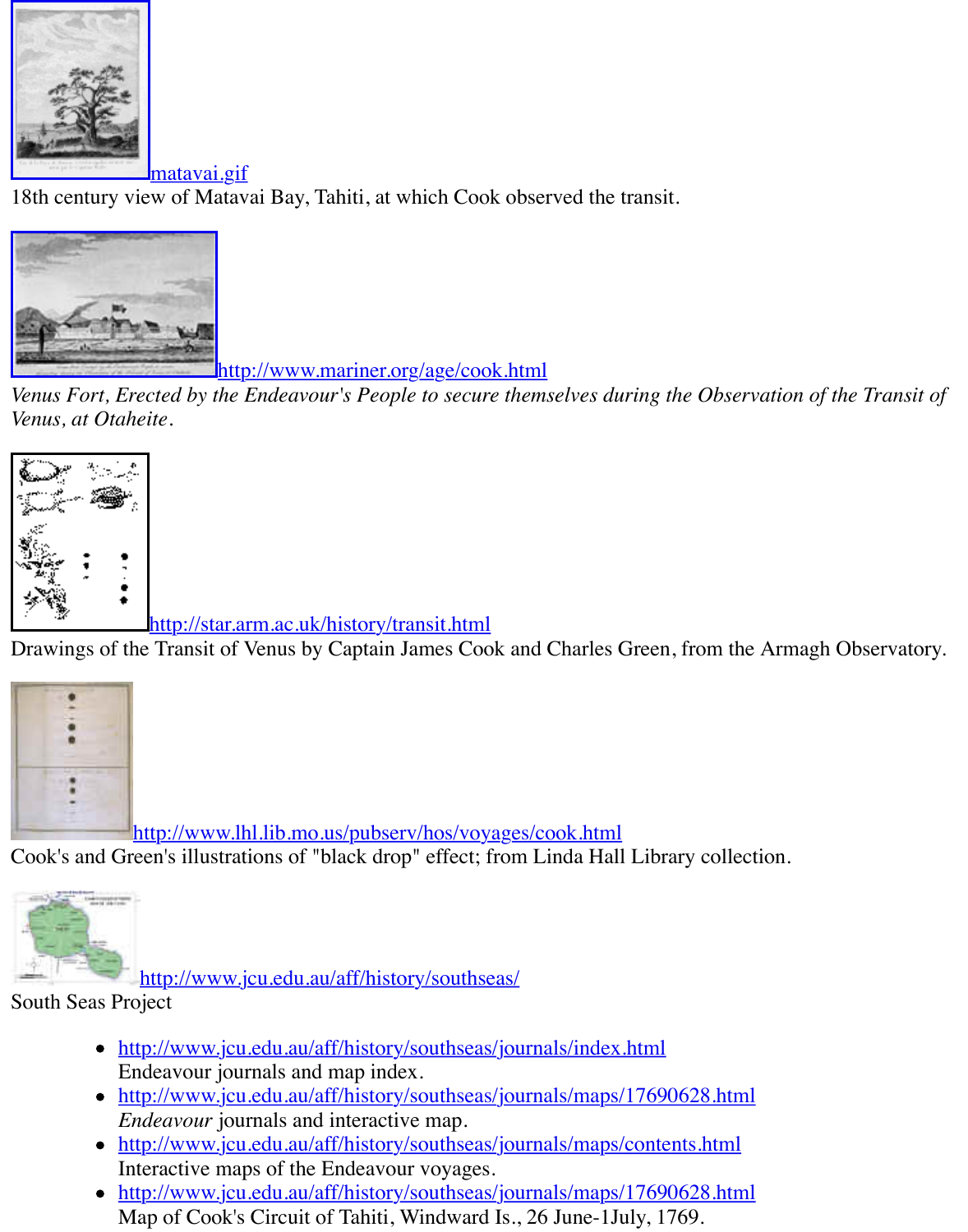matavai.gif

18th century view of Matavai Bay, Tahiti, at which Cook observed the transit.

http://www.mariner.org/age/cook.html

*Venus Fort, Erected by the Endeavour's People to secure themselves during the Observation of the Transit of Venus, at Otaheite*.

http://star.arm.ac.uk/history/transit.html

Drawings of the Transit of Venus by Captain James Cook and Charles Green, from the Armagh Observatory.

http://www.lhl.lib.mo.us/pubserv/hos/voyages/cook.html

Cook's and Green's illustrations of "black drop" effect; from Linda Hall Library collection.

http://www.jcu.edu.au/aff/history/southseas/

South Seas Project

- http://www.jcu.edu.au/aff/history/southseas/journals/index.html
  Endeavour journals and map index.
- http://www.jcu.edu.au/aff/history/southseas/journals/maps/17690628.html
  *Endeavour* journals and interactive map.
- http://www.jcu.edu.au/aff/history/southseas/journals/maps/contents.html
  Interactive maps of the Endeavour voyages.
- http://www.jcu.edu.au/aff/history/southseas/journals/maps/17690628.html
  Map of Cook's Circuit of Tahiti, Windward Is., 26 June-1July, 1769.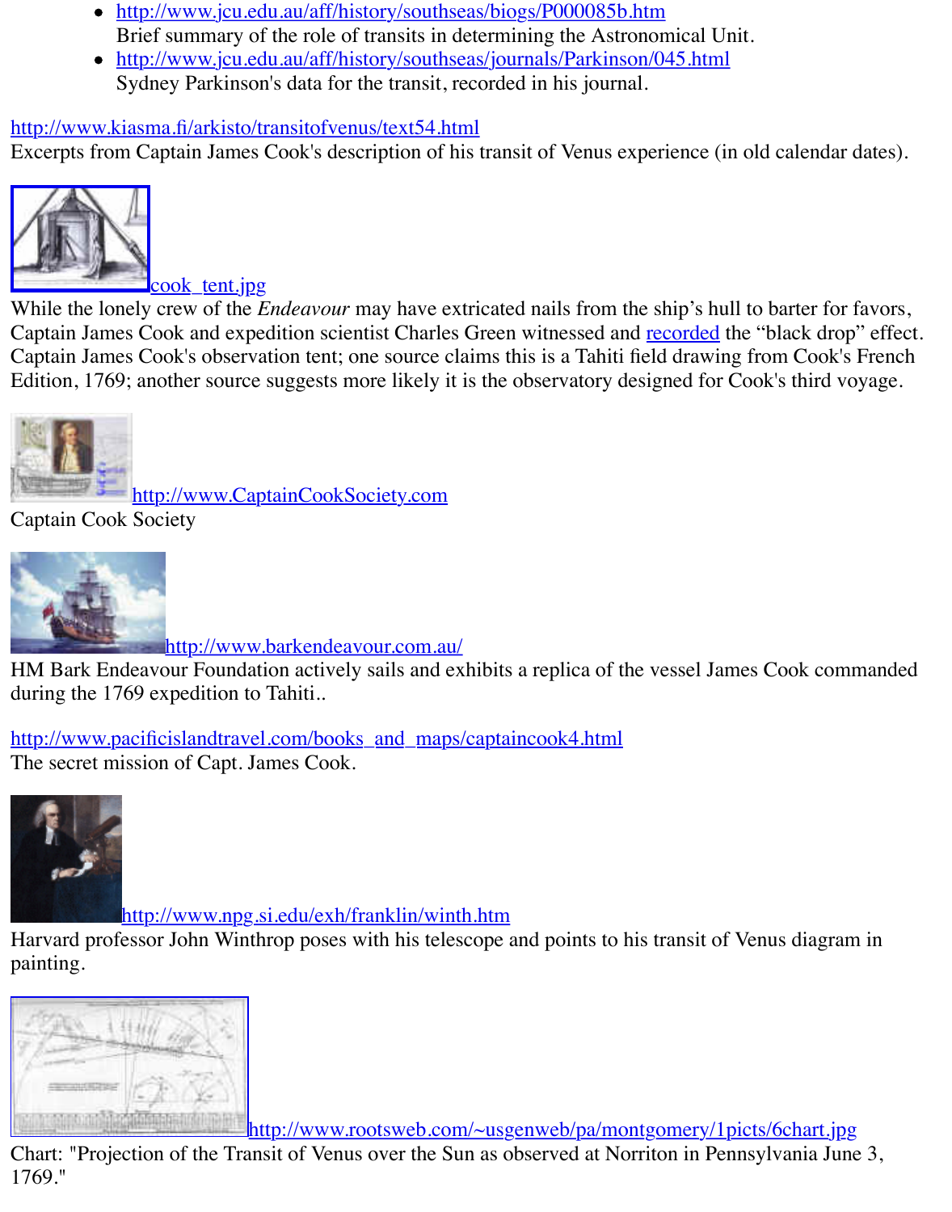- http://www.jcu.edu.au/aff/history/southseas/biogs/P000085b.htm
  Brief summary of the role of transits in determining the Astronomical Unit.
- http://www.jcu.edu.au/aff/history/southseas/journals/Parkinson/045.html
  Sydney Parkinson's data for the transit, recorded in his journal.

http://www.kiasma.fi/arkisto/transitofvenus/text54.html
Excerpts from Captain James Cook's description of his transit of Venus experience (in old calendar dates).

cook_tent.jpg
While the lonely crew of the *Endeavour* may have extricated nails from the ship's hull to barter for favors, Captain James Cook and expedition scientist Charles Green witnessed and recorded the "black drop" effect. Captain James Cook's observation tent; one source claims this is a Tahiti field drawing from Cook's French Edition, 1769; another source suggests more likely it is the observatory designed for Cook's third voyage.

http://www.CaptainCookSociety.com
Captain Cook Society

http://www.barkendeavour.com.au/
HM Bark Endeavour Foundation actively sails and exhibits a replica of the vessel James Cook commanded during the 1769 expedition to Tahiti..

http://www.pacificislandtravel.com/books_and_maps/captaincook4.html
The secret mission of Capt. James Cook.

http://www.npg.si.edu/exh/franklin/winth.htm
Harvard professor John Winthrop poses with his telescope and points to his transit of Venus diagram in painting.

http://www.rootsweb.com/~usgenweb/pa/montgomery/1picts/6chart.jpg
Chart: "Projection of the Transit of Venus over the Sun as observed at Norriton in Pennsylvania June 3, 1769."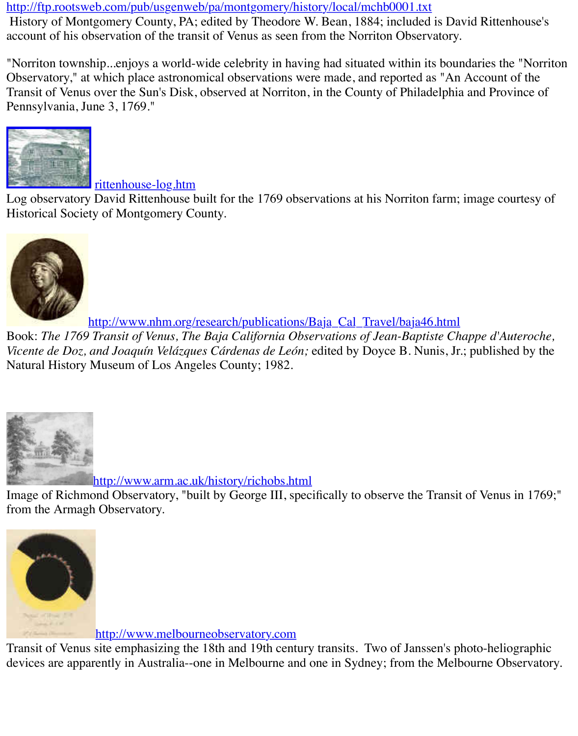http://ftp.rootsweb.com/pub/usgenweb/pa/montgomery/history/local/mchb0001.txt
History of Montgomery County, PA; edited by Theodore W. Bean, 1884; included is David Rittenhouse's account of his observation of the transit of Venus as seen from the Norriton Observatory.

"Norriton township...enjoys a world-wide celebrity in having had situated within its boundaries the "Norriton Observatory," at which place astronomical observations were made, and reported as "An Account of the Transit of Venus over the Sun's Disk, observed at Norriton, in the County of Philadelphia and Province of Pennsylvania, June 3, 1769."

rittenhouse-log.htm
Log observatory David Rittenhouse built for the 1769 observations at his Norriton farm; image courtesy of Historical Society of Montgomery County.

http://www.nhm.org/research/publications/Baja_Cal_Travel/baja46.html
Book: *The 1769 Transit of Venus, The Baja California Observations of Jean-Baptiste Chappe d'Auteroche, Vicente de Doz, and Joaquín Velázques Cárdenas de León;* edited by Doyce B. Nunis, Jr.; published by the Natural History Museum of Los Angeles County; 1982.

http://www.arm.ac.uk/history/richobs.html
Image of Richmond Observatory, "built by George III, specifically to observe the Transit of Venus in 1769;" from the Armagh Observatory.

http://www.melbourneobservatory.com
Transit of Venus site emphasizing the 18th and 19th century transits. Two of Janssen's photo-heliographic devices are apparently in Australia--one in Melbourne and one in Sydney; from the Melbourne Observatory.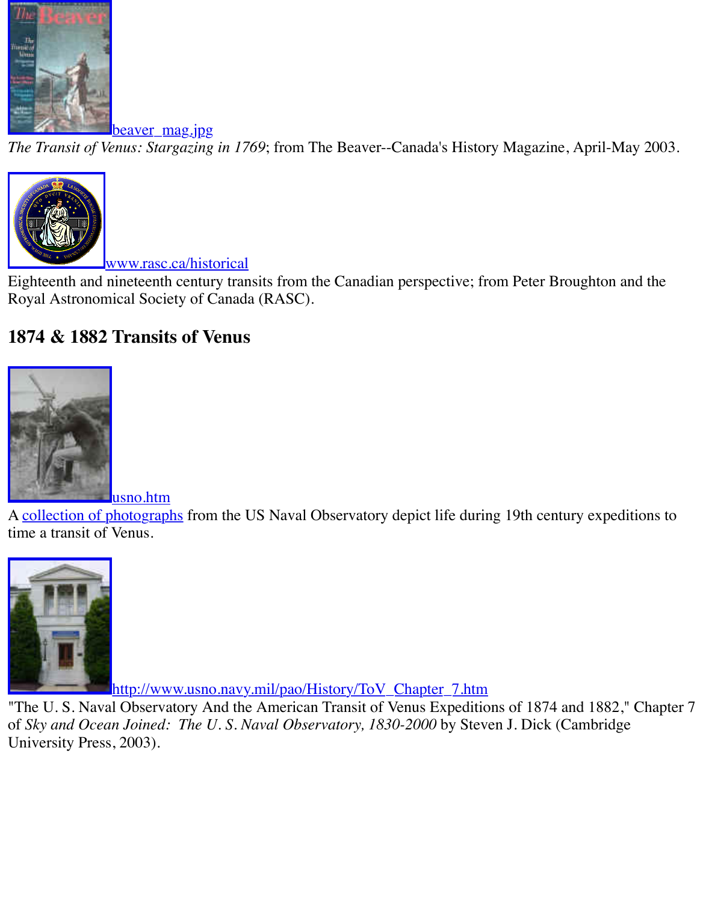beaver_mag.jpg

*The Transit of Venus: Stargazing in 1769*; from The Beaver--Canada's History Magazine, April-May 2003.

www.rasc.ca/historical

Eighteenth and nineteenth century transits from the Canadian perspective; from Peter Broughton and the Royal Astronomical Society of Canada (RASC).

### 1874 & 1882 Transits of Venus

usno.htm

A collection of photographs from the US Naval Observatory depict life during 19th century expeditions to time a transit of Venus.

http://www.usno.navy.mil/pao/History/ToV_Chapter_7.htm

"The U. S. Naval Observatory And the American Transit of Venus Expeditions of 1874 and 1882," Chapter 7 of *Sky and Ocean Joined: The U. S. Naval Observatory, 1830-2000* by Steven J. Dick (Cambridge University Press, 2003).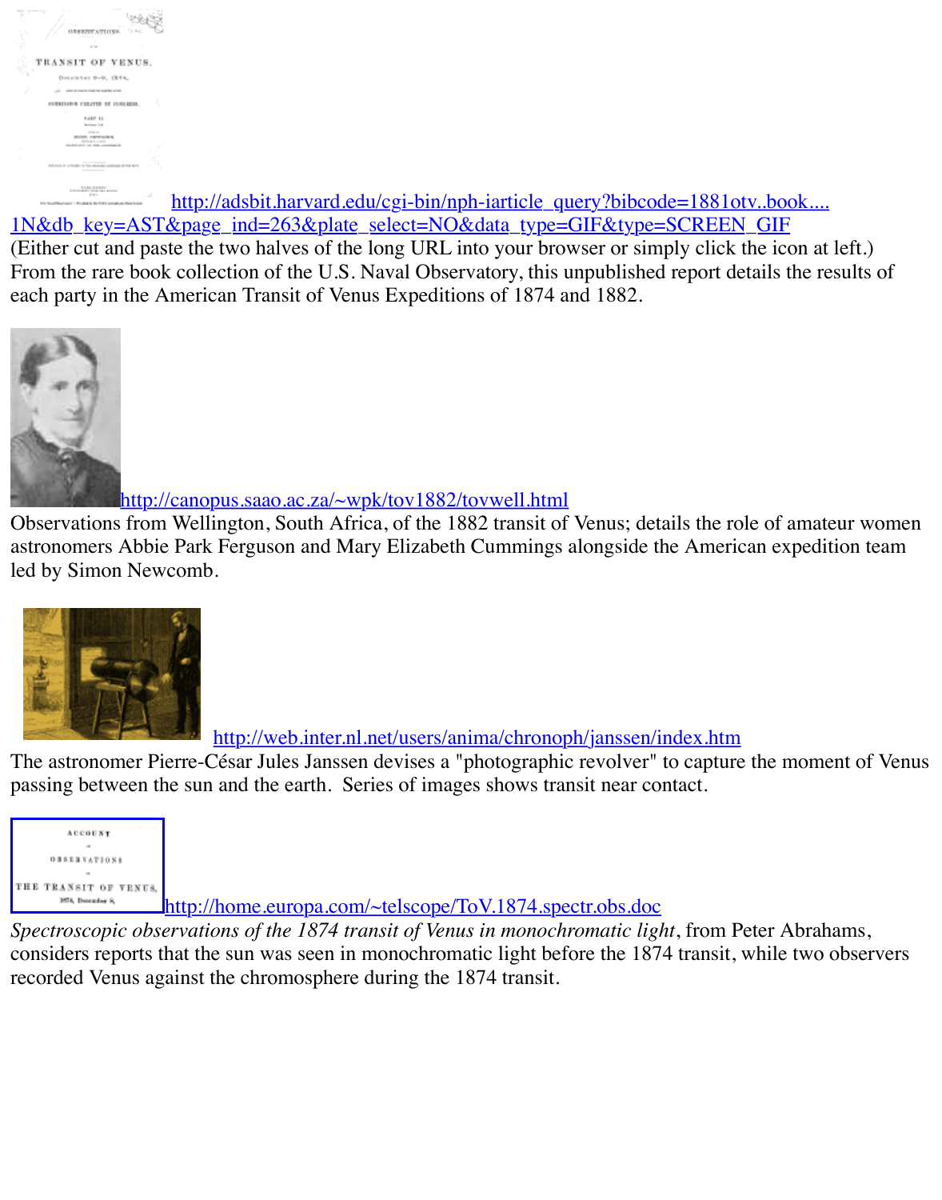http://adsbit.harvard.edu/cgi-bin/nph-iarticle_query?bibcode=1881otv..book....1N&db_key=AST&page_ind=263&plate_select=NO&data_type=GIF&type=SCREEN_GIF
(Either cut and paste the two halves of the long URL into your browser or simply click the icon at left.)
From the rare book collection of the U.S. Naval Observatory, this unpublished report details the results of each party in the American Transit of Venus Expeditions of 1874 and 1882.

http://canopus.saao.ac.za/~wpk/tov1882/tovwell.html
Observations from Wellington, South Africa, of the 1882 transit of Venus; details the role of amateur women astronomers Abbie Park Ferguson and Mary Elizabeth Cummings alongside the American expedition team led by Simon Newcomb.

http://web.inter.nl.net/users/anima/chronoph/janssen/index.htm
The astronomer Pierre-César Jules Janssen devises a "photographic revolver" to capture the moment of Venus passing between the sun and the earth. Series of images shows transit near contact.

http://home.europa.com/~telscope/ToV.1874.spectr.obs.doc
*Spectroscopic observations of the 1874 transit of Venus in monochromatic light*, from Peter Abrahams, considers reports that the sun was seen in monochromatic light before the 1874 transit, while two observers recorded Venus against the chromosphere during the 1874 transit.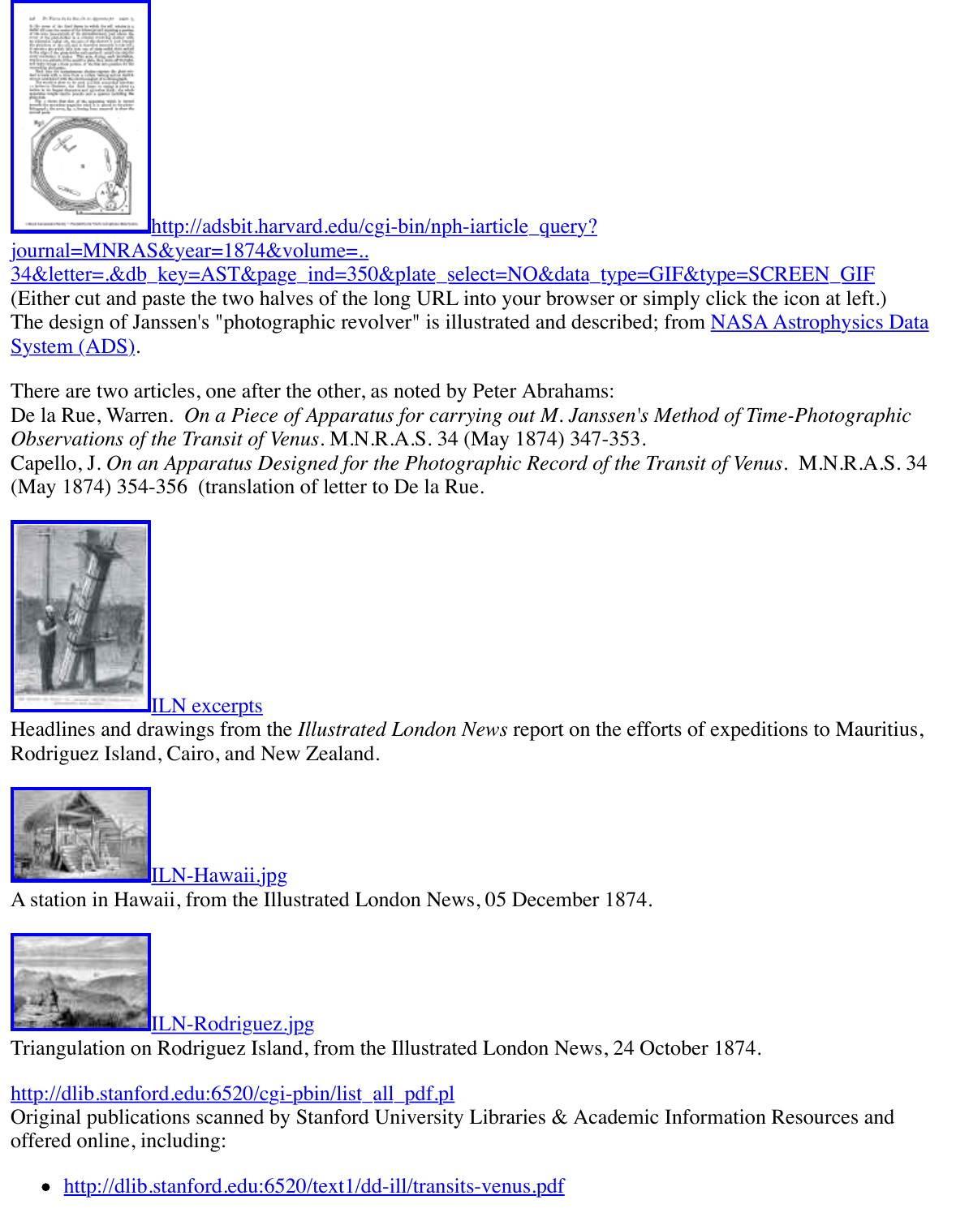http://adsbit.harvard.edu/cgi-bin/nph-iarticle_query?journal=MNRAS&year=1874&volume=..34&letter=.&db_key=AST&page_ind=350&plate_select=NO&data_type=GIF&type=SCREEN_GIF
(Either cut and paste the two halves of the long URL into your browser or simply click the icon at left.)
The design of Janssen's "photographic revolver" is illustrated and described; from NASA Astrophysics Data System (ADS).

There are two articles, one after the other, as noted by Peter Abrahams:
De la Rue, Warren. *On a Piece of Apparatus for carrying out M. Janssen's Method of Time-Photographic Observations of the Transit of Venus*. M.N.R.A.S. 34 (May 1874) 347-353.
Capello, J. *On an Apparatus Designed for the Photographic Record of the Transit of Venus*. M.N.R.A.S. 34 (May 1874) 354-356 (translation of letter to De la Rue.

ILN excerpts
Headlines and drawings from the *Illustrated London News* report on the efforts of expeditions to Mauritius, Rodriguez Island, Cairo, and New Zealand.

ILN-Hawaii.jpg
A station in Hawaii, from the Illustrated London News, 05 December 1874.

ILN-Rodriguez.jpg
Triangulation on Rodriguez Island, from the Illustrated London News, 24 October 1874.

http://dlib.stanford.edu:6520/cgi-pbin/list_all_pdf.pl
Original publications scanned by Stanford University Libraries & Academic Information Resources and offered online, including:

- http://dlib.stanford.edu:6520/text1/dd-ill/transits-venus.pdf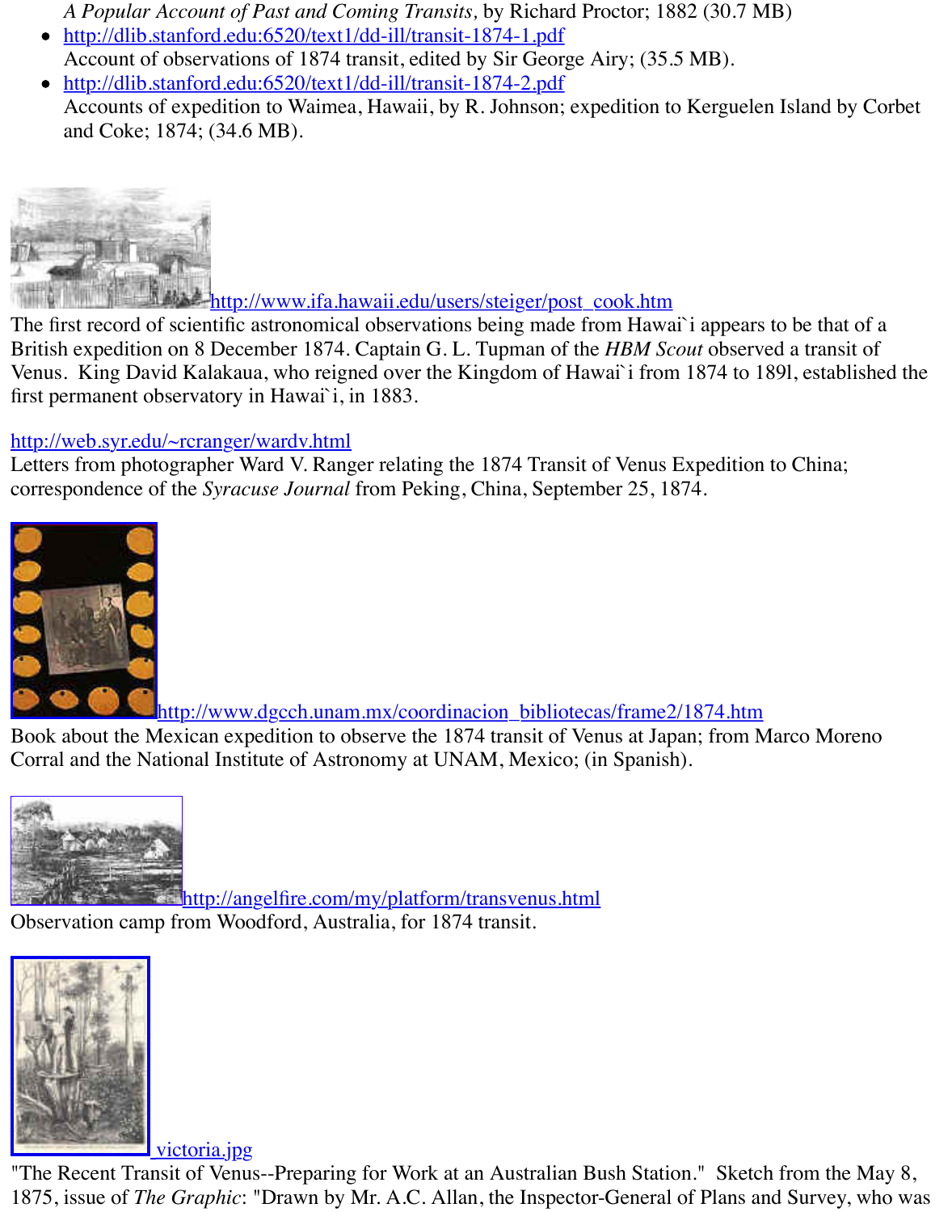*A Popular Account of Past and Coming Transits,* by Richard Proctor; 1882 (30.7 MB)

- http://dlib.stanford.edu:6520/text1/dd-ill/transit-1874-1.pdf
  Account of observations of 1874 transit, edited by Sir George Airy; (35.5 MB).
- http://dlib.stanford.edu:6520/text1/dd-ill/transit-1874-2.pdf
  Accounts of expedition to Waimea, Hawaii, by R. Johnson; expedition to Kerguelen Island by Corbet and Coke; 1874; (34.6 MB).

http://www.ifa.hawaii.edu/users/steiger/post_cook.htm
The first record of scientific astronomical observations being made from Hawai`i appears to be that of a British expedition on 8 December 1874. Captain G. L. Tupman of the *HBM Scout* observed a transit of Venus. King David Kalakaua, who reigned over the Kingdom of Hawai`i from 1874 to 189l, established the first permanent observatory in Hawai`i, in 1883.

http://web.syr.edu/~rcranger/wardv.html
Letters from photographer Ward V. Ranger relating the 1874 Transit of Venus Expedition to China; correspondence of the *Syracuse Journal* from Peking, China, September 25, 1874.

http://www.dgcch.unam.mx/coordinacion_bibliotecas/frame2/1874.htm
Book about the Mexican expedition to observe the 1874 transit of Venus at Japan; from Marco Moreno Corral and the National Institute of Astronomy at UNAM, Mexico; (in Spanish).

http://angelfire.com/my/platform/transvenus.html
Observation camp from Woodford, Australia, for 1874 transit.

victoria.jpg
"The Recent Transit of Venus--Preparing for Work at an Australian Bush Station." Sketch from the May 8, 1875, issue of *The Graphic*: "Drawn by Mr. A.C. Allan, the Inspector-General of Plans and Survey, who was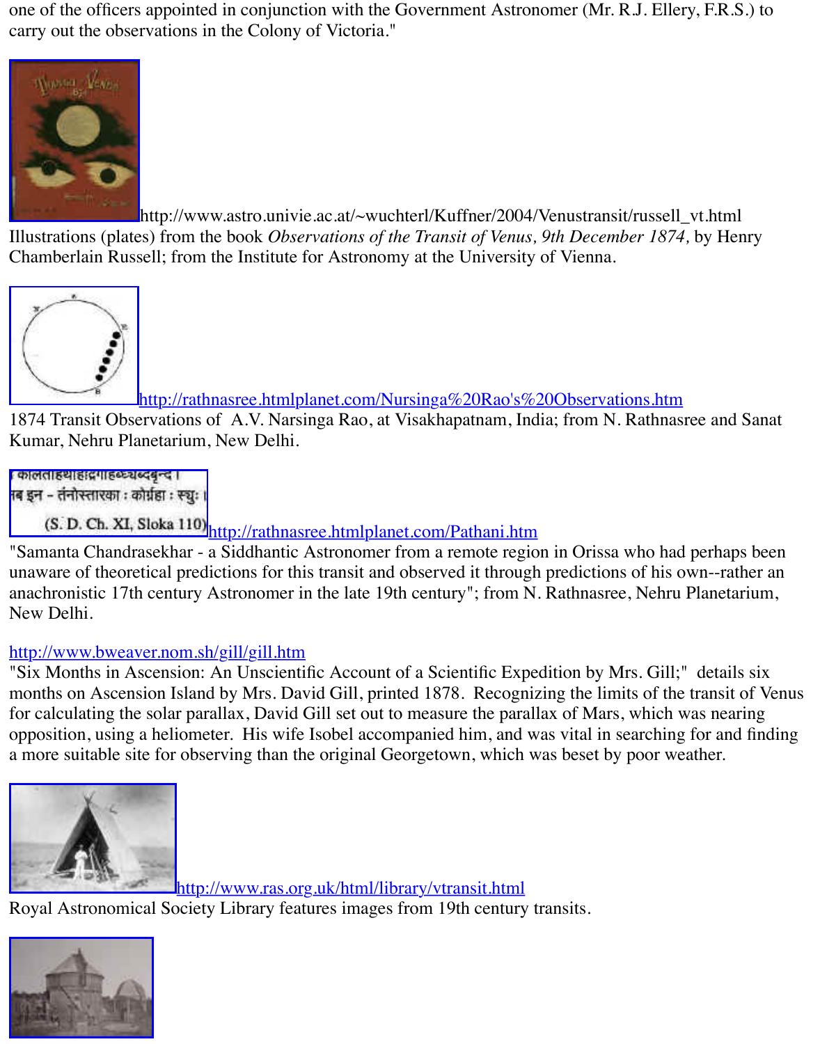one of the officers appointed in conjunction with the Government Astronomer (Mr. R.J. Ellery, F.R.S.) to carry out the observations in the Colony of Victoria."

http://www.astro.univie.ac.at/~wuchterl/Kuffner/2004/Venustransit/russell_vt.html
Illustrations (plates) from the book *Observations of the Transit of Venus, 9th December 1874,* by Henry Chamberlain Russell; from the Institute for Astronomy at the University of Vienna.

http://rathnasree.htmlplanet.com/Nursinga%20Rao's%20Observations.htm
1874 Transit Observations of A.V. Narsinga Rao, at Visakhapatnam, India; from N. Rathnasree and Sanat Kumar, Nehru Planetarium, New Delhi.

http://rathnasree.htmlplanet.com/Pathani.htm
"Samanta Chandrasekhar - a Siddhantic Astronomer from a remote region in Orissa who had perhaps been unaware of theoretical predictions for this transit and observed it through predictions of his own--rather an anachronistic 17th century Astronomer in the late 19th century"; from N. Rathnasree, Nehru Planetarium, New Delhi.

http://www.bweaver.nom.sh/gill/gill.htm
"Six Months in Ascension: An Unscientific Account of a Scientific Expedition by Mrs. Gill;" details six months on Ascension Island by Mrs. David Gill, printed 1878. Recognizing the limits of the transit of Venus for calculating the solar parallax, David Gill set out to measure the parallax of Mars, which was nearing opposition, using a heliometer. His wife Isobel accompanied him, and was vital in searching for and finding a more suitable site for observing than the original Georgetown, which was beset by poor weather.

http://www.ras.org.uk/html/library/vtransit.html
Royal Astronomical Society Library features images from 19th century transits.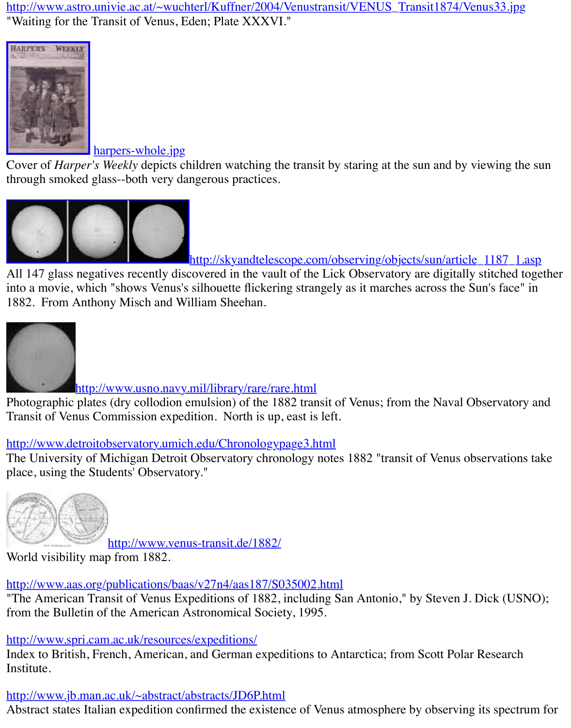http://www.astro.univie.ac.at/~wuchterl/Kuffner/2004/Venustransit/VENUS_Transit1874/Venus33.jpg
"Waiting for the Transit of Venus, Eden; Plate XXXVI."

harpers-whole.jpg
Cover of *Harper's Weekly* depicts children watching the transit by staring at the sun and by viewing the sun through smoked glass--both very dangerous practices.

http://skyandtelescope.com/observing/objects/sun/article_1187_1.asp
All 147 glass negatives recently discovered in the vault of the Lick Observatory are digitally stitched together into a movie, which "shows Venus's silhouette flickering strangely as it marches across the Sun's face" in 1882. From Anthony Misch and William Sheehan.

http://www.usno.navy.mil/library/rare/rare.html
Photographic plates (dry collodion emulsion) of the 1882 transit of Venus; from the Naval Observatory and Transit of Venus Commission expedition. North is up, east is left.

http://www.detroitobservatory.umich.edu/Chronologypage3.html
The University of Michigan Detroit Observatory chronology notes 1882 "transit of Venus observations take place, using the Students' Observatory."

http://www.venus-transit.de/1882/
World visibility map from 1882.

http://www.aas.org/publications/baas/v27n4/aas187/S035002.html
"The American Transit of Venus Expeditions of 1882, including San Antonio," by Steven J. Dick (USNO); from the Bulletin of the American Astronomical Society, 1995.

http://www.spri.cam.ac.uk/resources/expeditions/
Index to British, French, American, and German expeditions to Antarctica; from Scott Polar Research Institute.

http://www.jb.man.ac.uk/~abstract/abstracts/JD6P.html
Abstract states Italian expedition confirmed the existence of Venus atmosphere by observing its spectrum for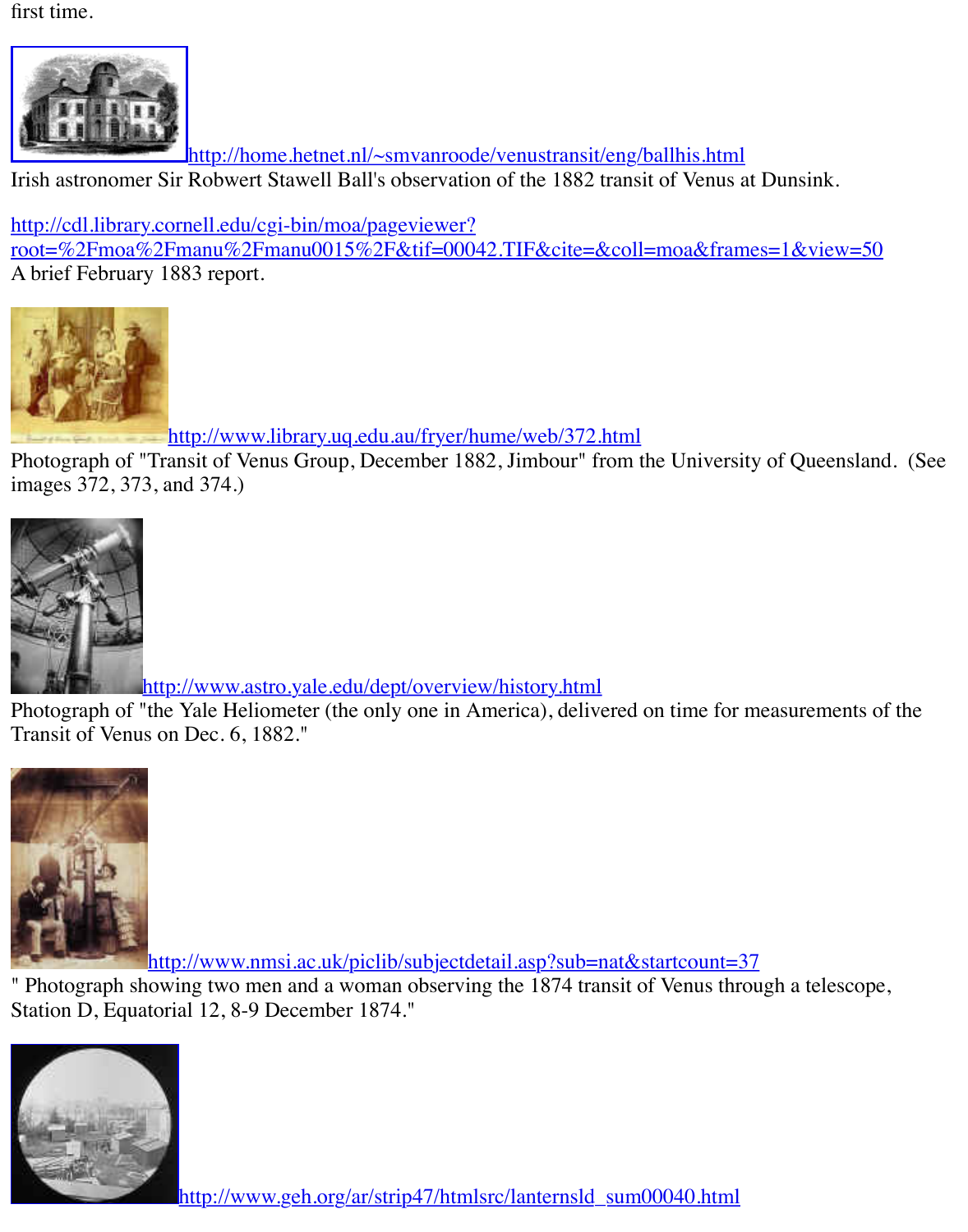first time.

http://home.hetnet.nl/~smvanroode/venustransit/eng/ballhis.html
Irish astronomer Sir Robwert Stawell Ball's observation of the 1882 transit of Venus at Dunsink.

http://cdl.library.cornell.edu/cgi-bin/moa/pageviewer?root=%2Fmoa%2Fmanu%2Fmanu0015%2F&tif=00042.TIF&cite=&coll=moa&frames=1&view=50
A brief February 1883 report.

http://www.library.uq.edu.au/fryer/hume/web/372.html
Photograph of "Transit of Venus Group, December 1882, Jimbour" from the University of Queensland. (See images 372, 373, and 374.)

http://www.astro.yale.edu/dept/overview/history.html
Photograph of "the Yale Heliometer (the only one in America), delivered on time for measurements of the Transit of Venus on Dec. 6, 1882."

http://www.nmsi.ac.uk/piclib/subjectdetail.asp?sub=nat&startcount=37
" Photograph showing two men and a woman observing the 1874 transit of Venus through a telescope, Station D, Equatorial 12, 8-9 December 1874."

http://www.geh.org/ar/strip47/htmlsrc/lanternsld_sum00040.html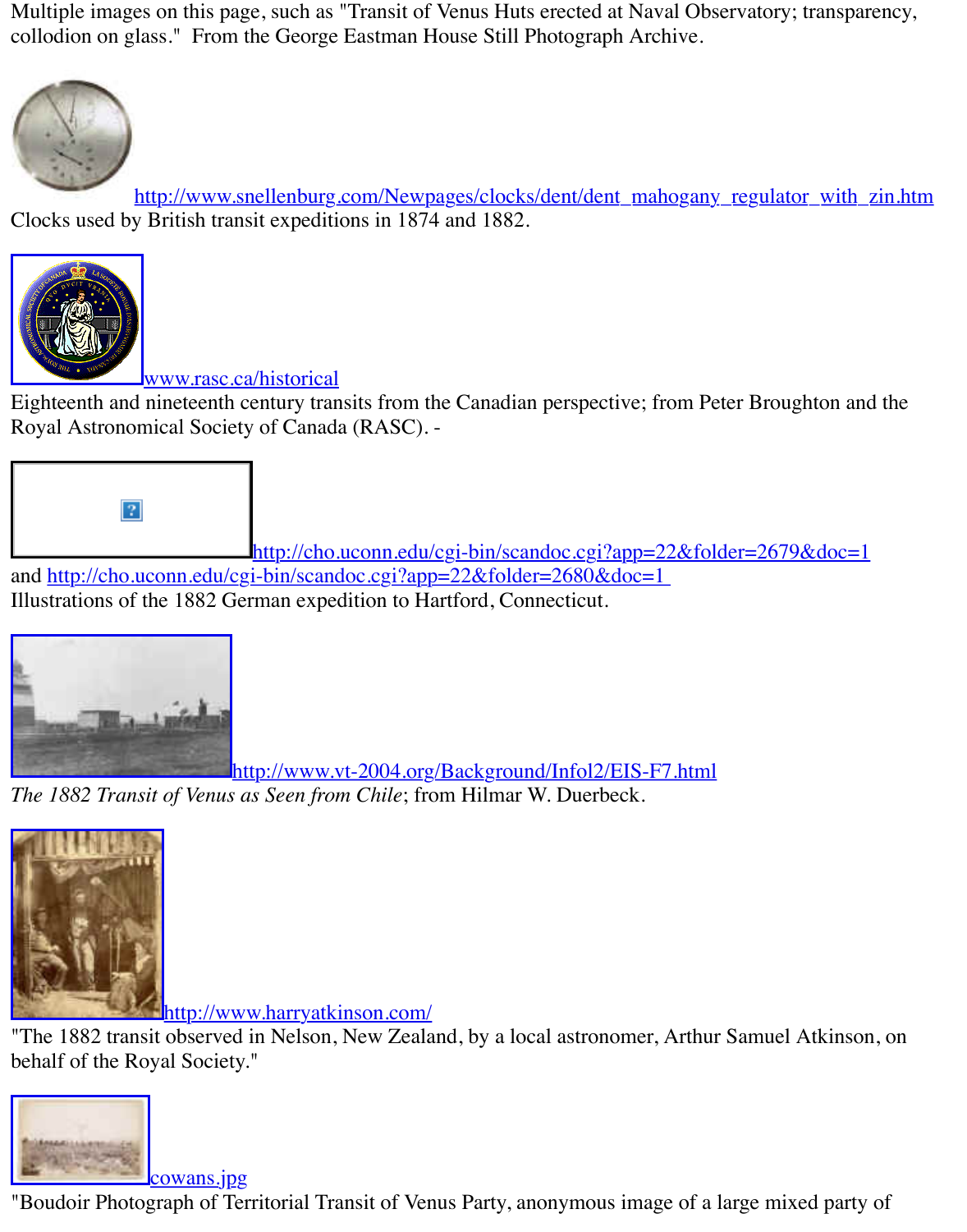Multiple images on this page, such as "Transit of Venus Huts erected at Naval Observatory; transparency, collodion on glass." From the George Eastman House Still Photograph Archive.

http://www.snellenburg.com/Newpages/clocks/dent/dent_mahogany_regulator_with_zin.htm
Clocks used by British transit expeditions in 1874 and 1882.

www.rasc.ca/historical
Eighteenth and nineteenth century transits from the Canadian perspective; from Peter Broughton and the Royal Astronomical Society of Canada (RASC). -

http://cho.uconn.edu/cgi-bin/scandoc.cgi?app=22&folder=2679&doc=1
and http://cho.uconn.edu/cgi-bin/scandoc.cgi?app=22&folder=2680&doc=1
Illustrations of the 1882 German expedition to Hartford, Connecticut.

http://www.vt-2004.org/Background/Infol2/EIS-F7.html
*The 1882 Transit of Venus as Seen from Chile*; from Hilmar W. Duerbeck.

http://www.harryatkinson.com/
"The 1882 transit observed in Nelson, New Zealand, by a local astronomer, Arthur Samuel Atkinson, on behalf of the Royal Society."

cowans.jpg
"Boudoir Photograph of Territorial Transit of Venus Party, anonymous image of a large mixed party of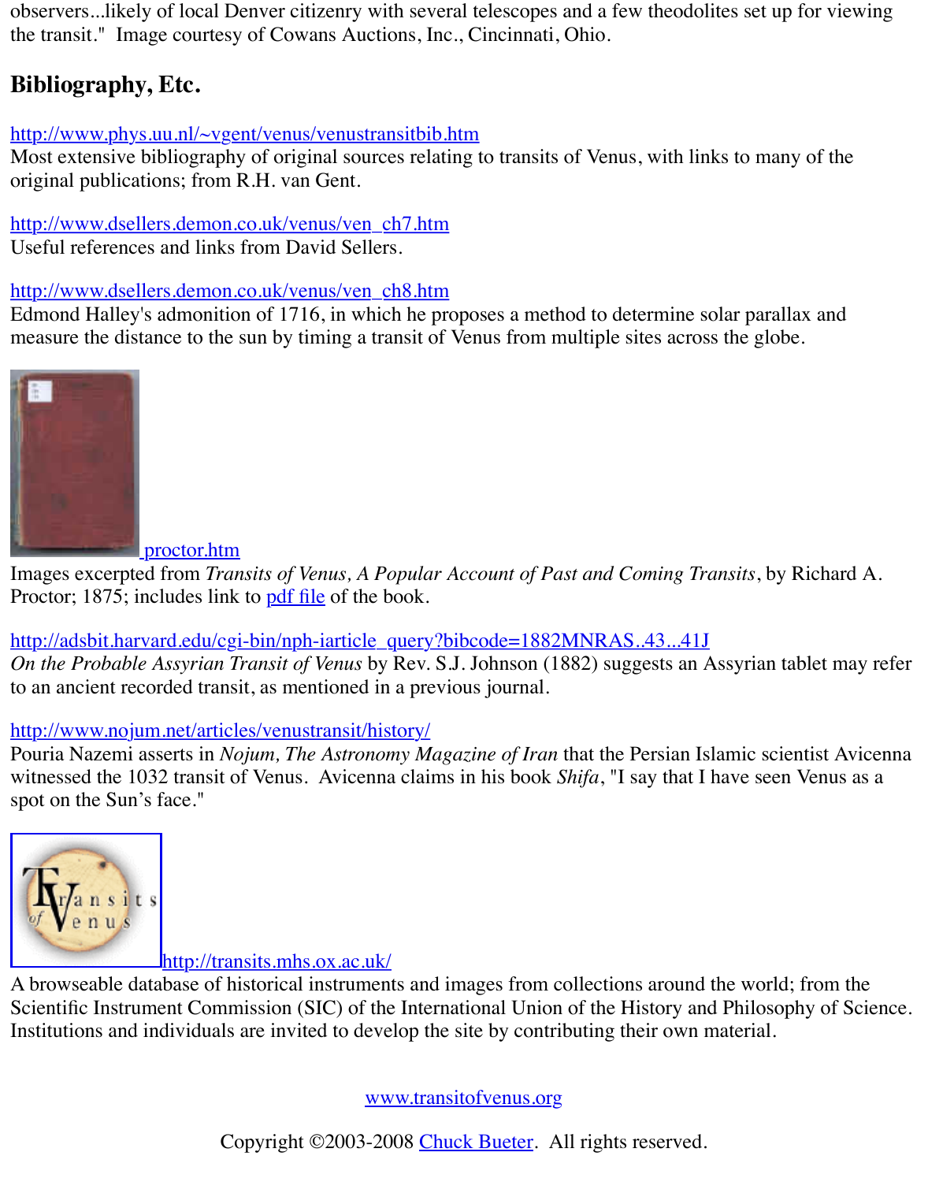observers...likely of local Denver citizenry with several telescopes and a few theodolites set up for viewing the transit." Image courtesy of Cowans Auctions, Inc., Cincinnati, Ohio.

## Bibliography, Etc.

http://www.phys.uu.nl/~vgent/venus/venustransitbib.htm
Most extensive bibliography of original sources relating to transits of Venus, with links to many of the original publications; from R.H. van Gent.

http://www.dsellers.demon.co.uk/venus/ven_ch7.htm
Useful references and links from David Sellers.

http://www.dsellers.demon.co.uk/venus/ven_ch8.htm
Edmond Halley's admonition of 1716, in which he proposes a method to determine solar parallax and measure the distance to the sun by timing a transit of Venus from multiple sites across the globe.

proctor.htm
Images excerpted from *Transits of Venus, A Popular Account of Past and Coming Transits*, by Richard A. Proctor; 1875; includes link to pdf file of the book.

http://adsbit.harvard.edu/cgi-bin/nph-iarticle_query?bibcode=1882MNRAS..43...41J
*On the Probable Assyrian Transit of Venus* by Rev. S.J. Johnson (1882) suggests an Assyrian tablet may refer to an ancient recorded transit, as mentioned in a previous journal.

http://www.nojum.net/articles/venustransit/history/
Pouria Nazemi asserts in *Nojum, The Astronomy Magazine of Iran* that the Persian Islamic scientist Avicenna witnessed the 1032 transit of Venus. Avicenna claims in his book *Shifa*, "I say that I have seen Venus as a spot on the Sun's face."

http://transits.mhs.ox.ac.uk/
A browseable database of historical instruments and images from collections around the world; from the Scientific Instrument Commission (SIC) of the International Union of the History and Philosophy of Science. Institutions and individuals are invited to develop the site by contributing their own material.

www.transitofvenus.org

Copyright ©2003-2008 Chuck Bueter. All rights reserved.